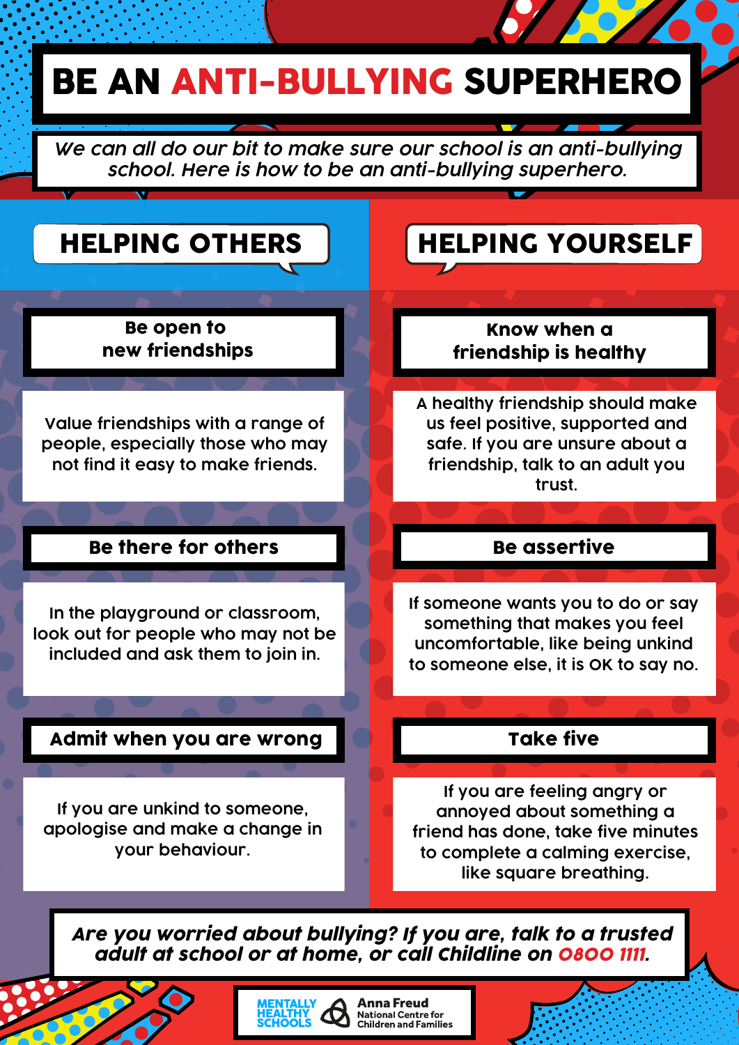# BE AN ANTI-BULLYING SUPERHERO

*We can all do our bit to make sure our school is an anti-bullying school. Here is how to be an anti-bullying superhero.*

## HELPING OTHERS

### Be open to new friendships

Value friendships with a range of people, especially those who may not find it easy to make friends.

### Be there for others

In the playground or classroom, look out for people who may not be included and ask them to join in.

### Admit when you are wrong

If you are unkind to someone, apologise and make a change in your behaviour.

## HELPING YOURSELF

### Know when a friendship is healthy

A healthy friendship should make us feel positive, supported and safe. If you are unsure about a friendship, talk to an adult you trust.

### Be assertive

If someone wants you to do or say something that makes you feel uncomfortable, like being unkind to someone else, it is OK to say no.

### Take five

If you are feeling angry or annoyed about something a friend has done, take five minutes to complete a calming exercise, like square breathing.

***Are you worried about bullying? If you are, talk to a trusted adult at school or at home, or call Childline on 0800 1111.***

MENTALLY HEALTHY SCHOOLS

Anna Freud National Centre for Children and Families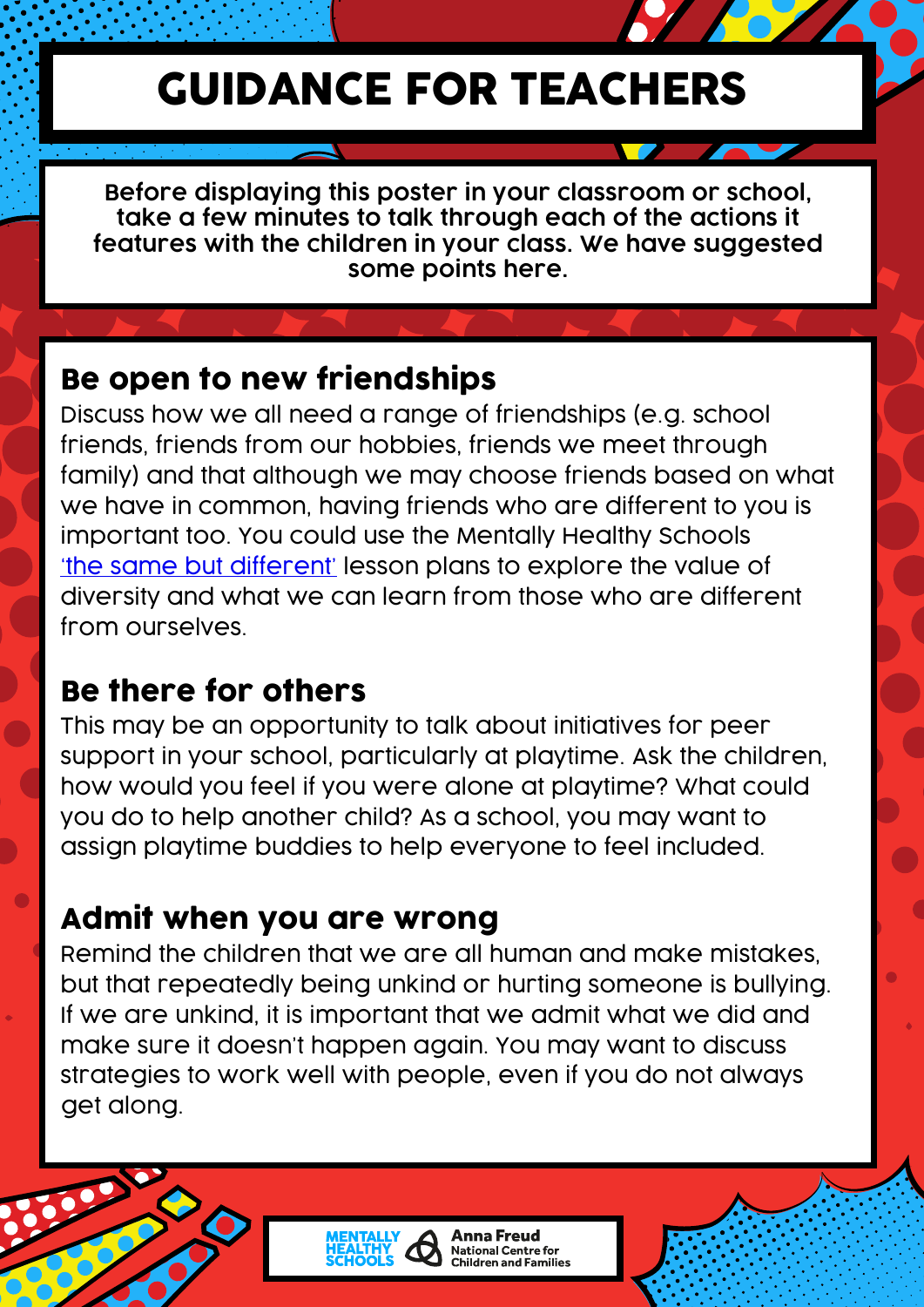# GUIDANCE FOR TEACHERS

**Before displaying this poster in your classroom or school, take a few minutes to talk through each of the actions it features with the children in your class. We have suggested some points here.**

## Be open to new friendships

Discuss how we all need a range of friendships (e.g. school friends, friends from our hobbies, friends we meet through family) and that although we may choose friends based on what we have in common, having friends who are different to you is important too. You could use the Mentally Healthy Schools 'the same but different' lesson plans to explore the value of diversity and what we can learn from those who are different from ourselves.

## Be there for others

This may be an opportunity to talk about initiatives for peer support in your school, particularly at playtime. Ask the children, how would you feel if you were alone at playtime? What could you do to help another child? As a school, you may want to assign playtime buddies to help everyone to feel included.

## Admit when you are wrong

Remind the children that we are all human and make mistakes, but that repeatedly being unkind or hurting someone is bullying. If we are unkind, it is important that we admit what we did and make sure it doesn't happen again. You may want to discuss strategies to work well with people, even if you do not always get along.

MENTALLY HEALTHY SCHOOLS | Anna Freud National Centre for Children and Families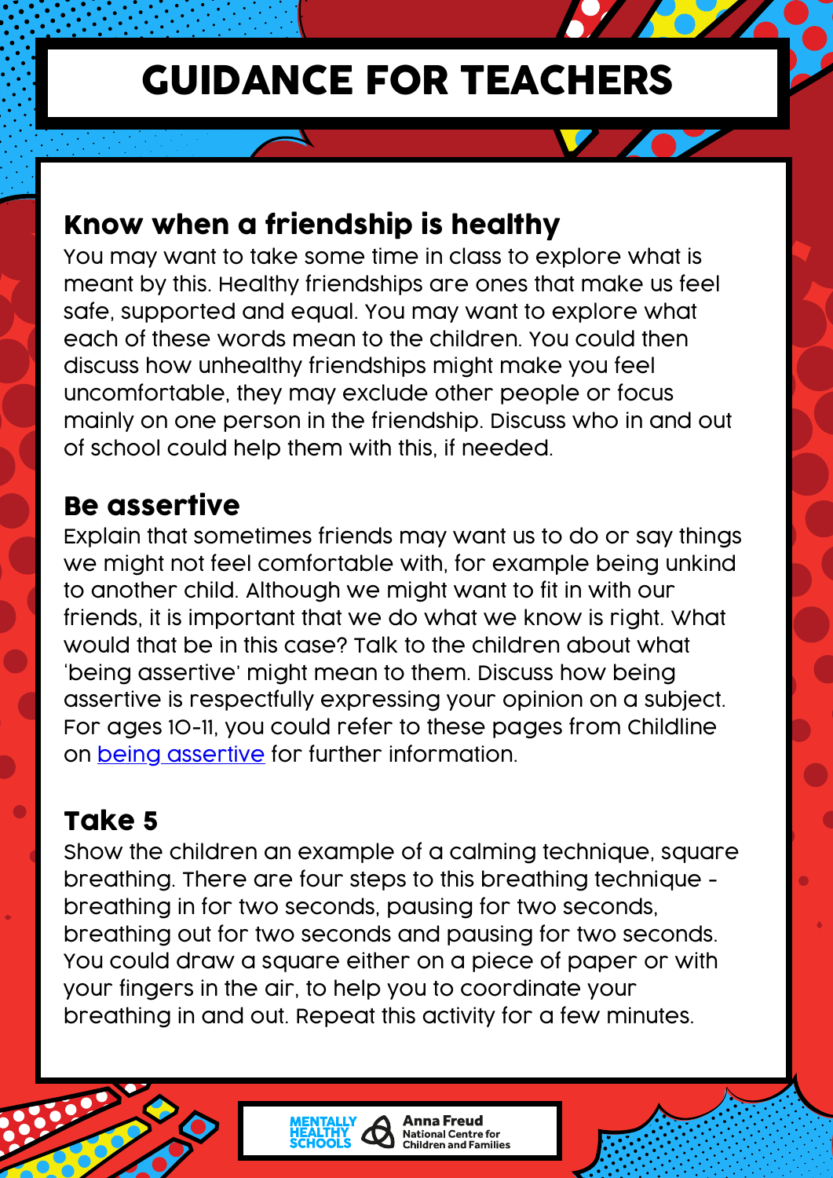# GUIDANCE FOR TEACHERS

## Know when a friendship is healthy

You may want to take some time in class to explore what is meant by this. Healthy friendships are ones that make us feel safe, supported and equal. You may want to explore what each of these words mean to the children. You could then discuss how unhealthy friendships might make you feel uncomfortable, they may exclude other people or focus mainly on one person in the friendship. Discuss who in and out of school could help them with this, if needed.

## Be assertive

Explain that sometimes friends may want us to do or say things we might not feel comfortable with, for example being unkind to another child. Although we might want to fit in with our friends, it is important that we do what we know is right. What would that be in this case? Talk to the children about what 'being assertive' might mean to them. Discuss how being assertive is respectfully expressing your opinion on a subject. For ages 10-11, you could refer to these pages from Childline on being assertive for further information.

## Take 5

Show the children an example of a calming technique, square breathing. There are four steps to this breathing technique - breathing in for two seconds, pausing for two seconds, breathing out for two seconds and pausing for two seconds. You could draw a square either on a piece of paper or with your fingers in the air, to help you to coordinate your breathing in and out. Repeat this activity for a few minutes.

MENTALLY HEALTHY SCHOOLS | Anna Freud National Centre for Children and Families